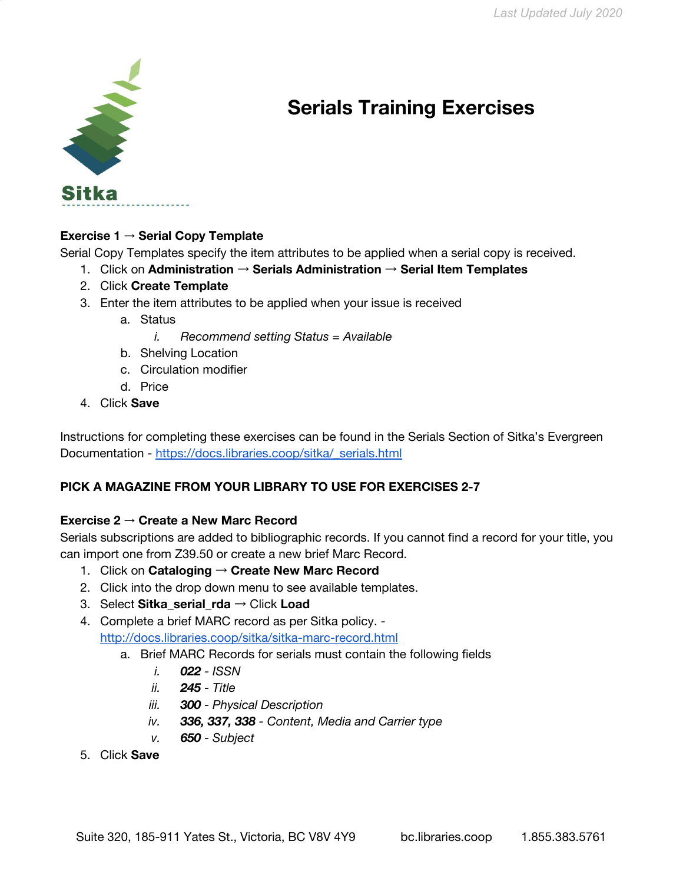# Serials Training Exercises

**Exercise 1 → Serial Copy Template**

Serial Copy Templates specify the item attributes to be applied when a serial copy is received.

1. Click on **Administration → Serials Administration → Serial Item Templates**
2. Click **Create Template**
3. Enter the item attributes to be applied when your issue is received
   a. Status
      i. *Recommend setting Status = Available*
   b. Shelving Location
   c. Circulation modifier
   d. Price
4. Click **Save**

Instructions for completing these exercises can be found in the Serials Section of Sitka's Evergreen Documentation - https://docs.libraries.coop/sitka/_serials.html

**PICK A MAGAZINE FROM YOUR LIBRARY TO USE FOR EXERCISES 2-7**

**Exercise 2 → Create a New Marc Record**

Serials subscriptions are added to bibliographic records. If you cannot find a record for your title, you can import one from Z39.50 or create a new brief Marc Record.

1. Click on **Cataloging → Create New Marc Record**
2. Click into the drop down menu to see available templates.
3. Select **Sitka_serial_rda** → Click **Load**
4. Complete a brief MARC record as per Sitka policy. - http://docs.libraries.coop/sitka/sitka-marc-record.html
   a. Brief MARC Records for serials must contain the following fields
      i. ***022*** *- ISSN*
      ii. ***245*** *- Title*
      iii. ***300*** *- Physical Description*
      iv. ***336, 337, 338*** *- Content, Media and Carrier type*
      v. ***650*** *- Subject*
5. Click **Save**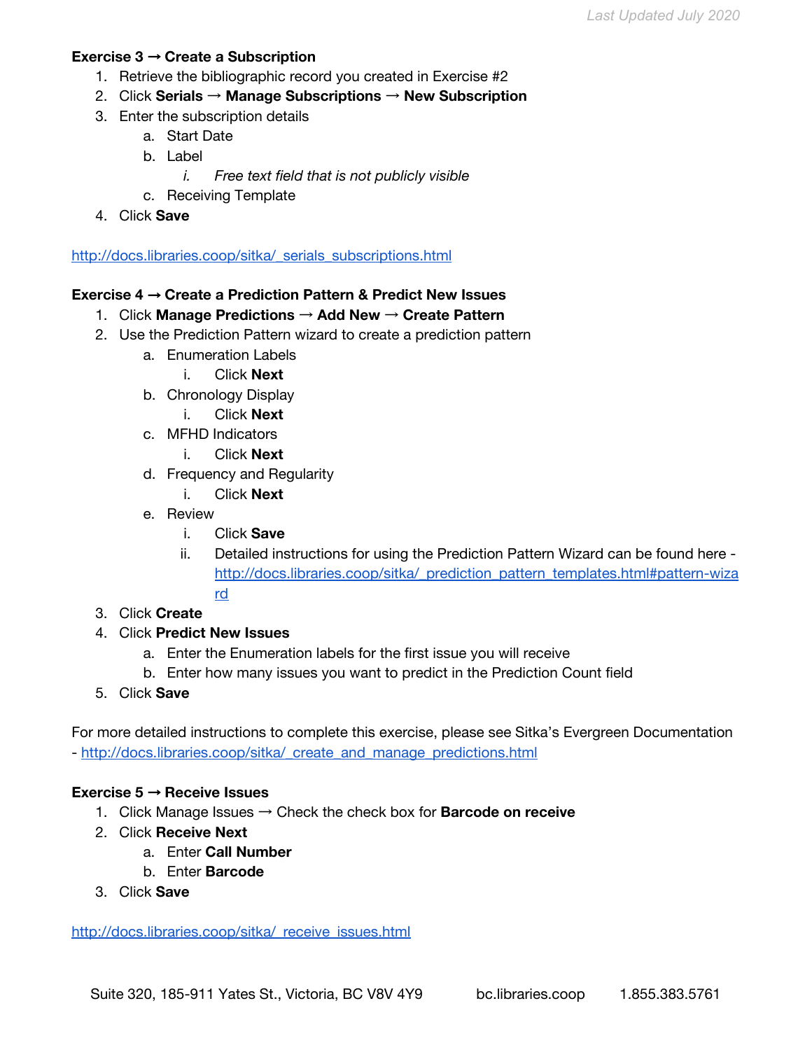**Exercise 3 → Create a Subscription**

1. Retrieve the bibliographic record you created in Exercise #2
2. Click **Serials → Manage Subscriptions → New Subscription**
3. Enter the subscription details
    a. Start Date
    b. Label
        i. *Free text field that is not publicly visible*
    c. Receiving Template
4. Click **Save**

http://docs.libraries.coop/sitka/_serials_subscriptions.html

**Exercise 4 → Create a Prediction Pattern & Predict New Issues**

1. Click **Manage Predictions → Add New → Create Pattern**
2. Use the Prediction Pattern wizard to create a prediction pattern
    a. Enumeration Labels
        i. Click **Next**
    b. Chronology Display
        i. Click **Next**
    c. MFHD Indicators
        i. Click **Next**
    d. Frequency and Regularity
        i. Click **Next**
    e. Review
        i. Click **Save**
        ii. Detailed instructions for using the Prediction Pattern Wizard can be found here - http://docs.libraries.coop/sitka/_prediction_pattern_templates.html#pattern-wizard
3. Click **Create**
4. Click **Predict New Issues**
    a. Enter the Enumeration labels for the first issue you will receive
    b. Enter how many issues you want to predict in the Prediction Count field
5. Click **Save**

For more detailed instructions to complete this exercise, please see Sitka's Evergreen Documentation - http://docs.libraries.coop/sitka/_create_and_manage_predictions.html

**Exercise 5 → Receive Issues**

1. Click Manage Issues → Check the check box for **Barcode on receive**
2. Click **Receive Next**
    a. Enter **Call Number**
    b. Enter **Barcode**
3. Click **Save**

http://docs.libraries.coop/sitka/_receive_issues.html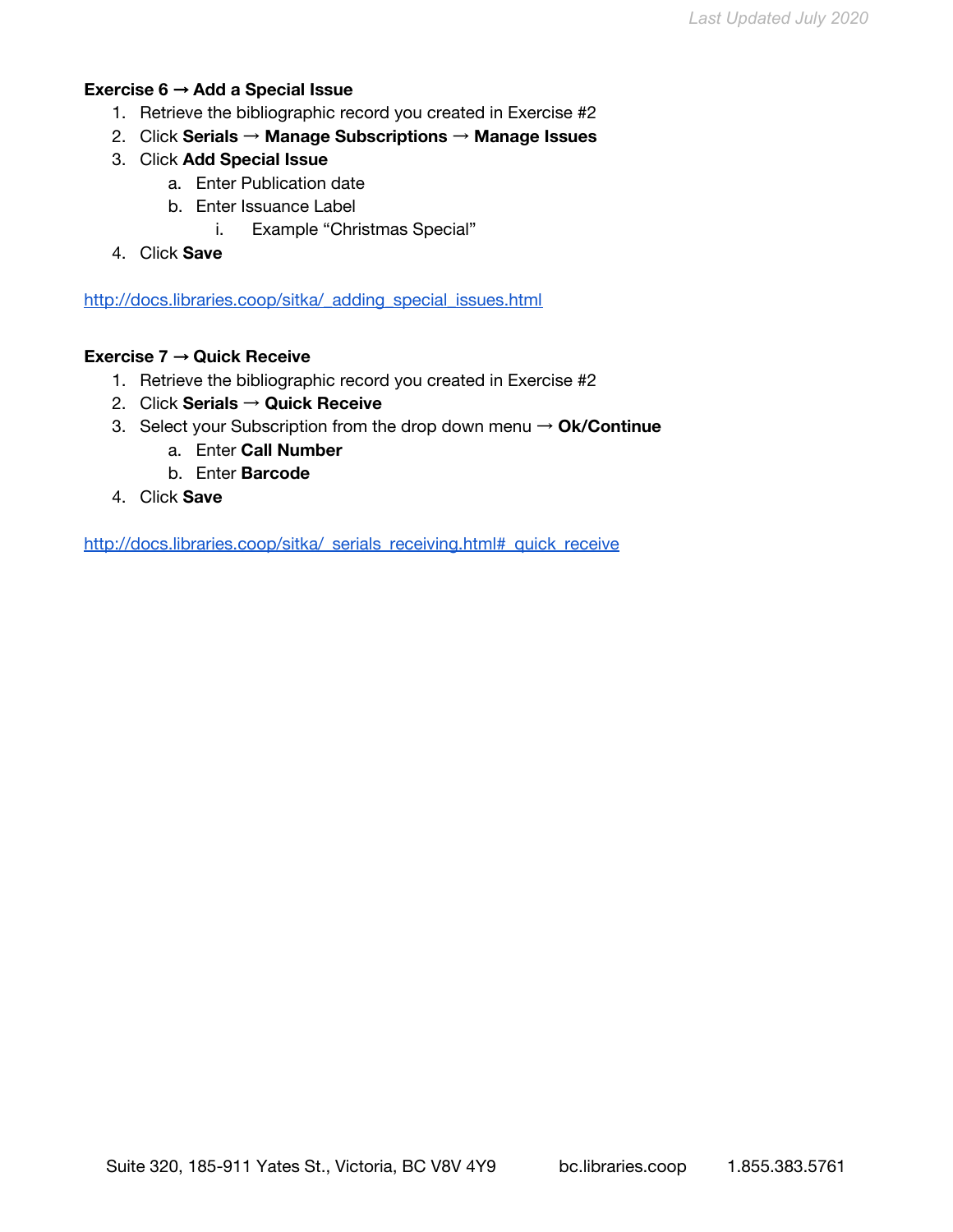**Exercise 6 → Add a Special Issue**

1. Retrieve the bibliographic record you created in Exercise #2
2. Click **Serials** → **Manage Subscriptions** → **Manage Issues**
3. Click **Add Special Issue**
   a. Enter Publication date
   b. Enter Issuance Label
      i. Example "Christmas Special"
4. Click **Save**

http://docs.libraries.coop/sitka/_adding_special_issues.html

**Exercise 7 → Quick Receive**

1. Retrieve the bibliographic record you created in Exercise #2
2. Click **Serials** → **Quick Receive**
3. Select your Subscription from the drop down menu → **Ok/Continue**
   a. Enter **Call Number**
   b. Enter **Barcode**
4. Click **Save**

http://docs.libraries.coop/sitka/_serials_receiving.html#_quick_receive